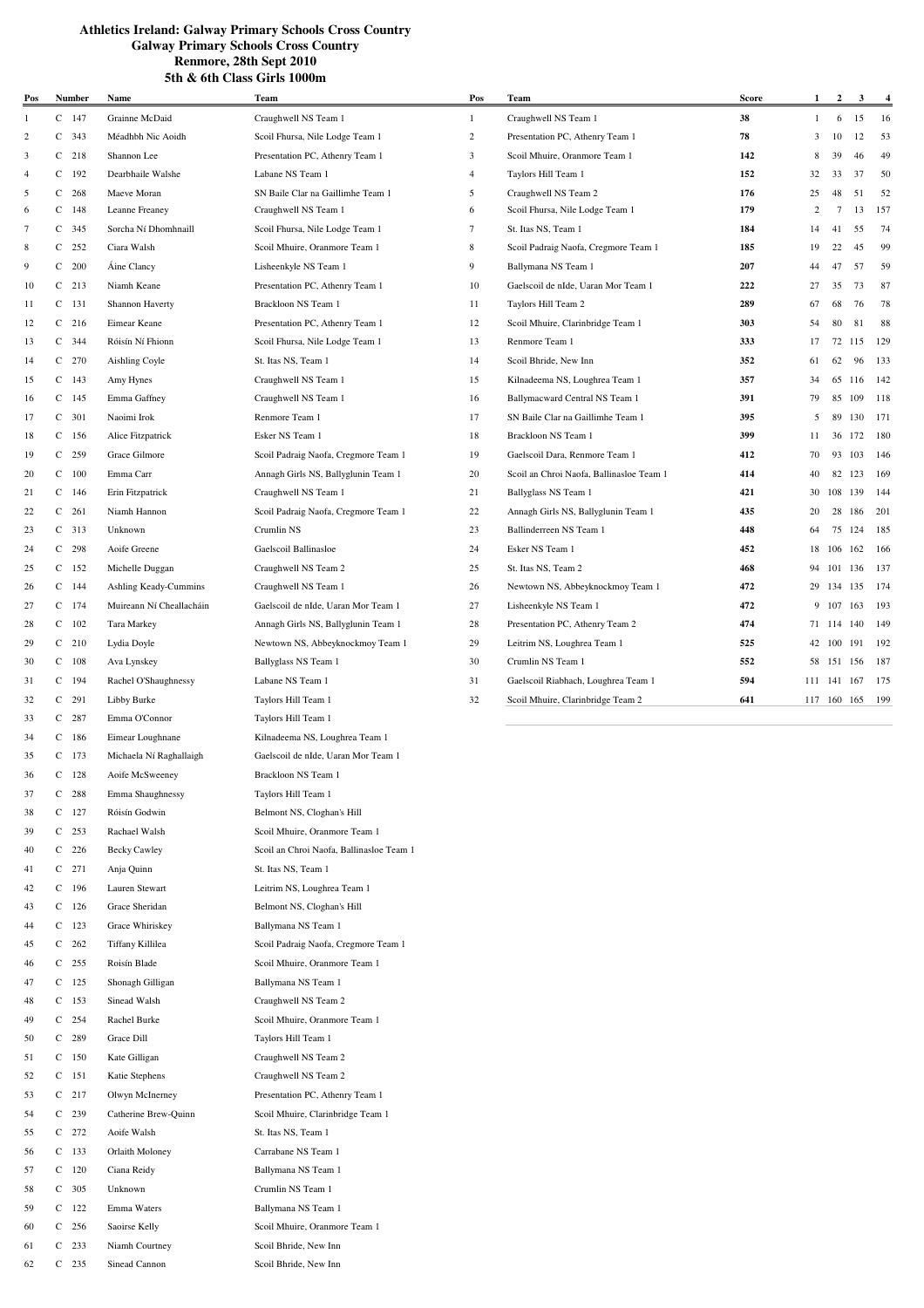# Athletics Ireland: Galway Primary Schools Cross Country

## Galway Primary Schools Cross Country

### Renmore, 28th Sept 2010

### 5th & 6th Class Girls 1000m

| Pos | Number | Name | Team |
|---|---|---|---|
| 1 | C 147 | Grainne McDaid | Craughwell NS Team 1 |
| 2 | C 343 | Méadhbh Nic Aoidh | Scoil Fhursa, Nile Lodge Team 1 |
| 3 | C 218 | Shannon Lee | Presentation PC, Athenry Team 1 |
| 4 | C 192 | Dearbhaile Walshe | Labane NS Team 1 |
| 5 | C 268 | Maeve Moran | SN Baile Clar na Gaillimhe Team 1 |
| 6 | C 148 | Leanne Freaney | Craughwell NS Team 1 |
| 7 | C 345 | Sorcha Ní Dhomhnaill | Scoil Fhursa, Nile Lodge Team 1 |
| 8 | C 252 | Ciara Walsh | Scoil Mhuire, Oranmore Team 1 |
| 9 | C 200 | Áine Clancy | Lisheenkyle NS Team 1 |
| 10 | C 213 | Niamh Keane | Presentation PC, Athenry Team 1 |
| 11 | C 131 | Shannon Haverty | Brackloon NS Team 1 |
| 12 | C 216 | Eimear Keane | Presentation PC, Athenry Team 1 |
| 13 | C 344 | Róisín Ní Fhionn | Scoil Fhursa, Nile Lodge Team 1 |
| 14 | C 270 | Aishling Coyle | St. Itas NS, Team 1 |
| 15 | C 143 | Amy Hynes | Craughwell NS Team 1 |
| 16 | C 145 | Emma Gaffney | Craughwell NS Team 1 |
| 17 | C 301 | Naoimi Irok | Renmore Team 1 |
| 18 | C 156 | Alice Fitzpatrick | Esker NS Team 1 |
| 19 | C 259 | Grace Gilmore | Scoil Padraig Naofa, Cregmore Team 1 |
| 20 | C 100 | Emma Carr | Annagh Girls NS, Ballyglunin Team 1 |
| 21 | C 146 | Erin Fitzpatrick | Craughwell NS Team 1 |
| 22 | C 261 | Niamh Hannon | Scoil Padraig Naofa, Cregmore Team 1 |
| 23 | C 313 | Unknown | Crumlin NS |
| 24 | C 298 | Aoife Greene | Gaelscoil Ballinasloe |
| 25 | C 152 | Michelle Duggan | Craughwell NS Team 2 |
| 26 | C 144 | Ashling Keady-Cummins | Craughwell NS Team 1 |
| 27 | C 174 | Muireann Ní Cheallacháin | Gaelscoil de nIde, Uaran Mor Team 1 |
| 28 | C 102 | Tara Markey | Annagh Girls NS, Ballyglunin Team 1 |
| 29 | C 210 | Lydia Doyle | Newtown NS, Abbeyknockmoy Team 1 |
| 30 | C 108 | Ava Lynskey | Ballyglass NS Team 1 |
| 31 | C 194 | Rachel O'Shaughnessy | Labane NS Team 1 |
| 32 | C 291 | Libby Burke | Taylors Hill Team 1 |
| 33 | C 287 | Emma O'Connor | Taylors Hill Team 1 |
| 34 | C 186 | Eimear Loughnane | Kilnadeema NS, Loughrea Team 1 |
| 35 | C 173 | Michaela Ní Raghallaigh | Gaelscoil de nIde, Uaran Mor Team 1 |
| 36 | C 128 | Aoife McSweeney | Brackloon NS Team 1 |
| 37 | C 288 | Emma Shaughnessy | Taylors Hill Team 1 |
| 38 | C 127 | Róisín Godwin | Belmont NS, Cloghan's Hill |
| 39 | C 253 | Rachael Walsh | Scoil Mhuire, Oranmore Team 1 |
| 40 | C 226 | Becky Cawley | Scoil an Chroi Naofa, Ballinasloe Team 1 |
| 41 | C 271 | Anja Quinn | St. Itas NS, Team 1 |
| 42 | C 196 | Lauren Stewart | Leitrim NS, Loughrea Team 1 |
| 43 | C 126 | Grace Sheridan | Belmont NS, Cloghan's Hill |
| 44 | C 123 | Grace Whiriskey | Ballymana NS Team 1 |
| 45 | C 262 | Tiffany Killilea | Scoil Padraig Naofa, Cregmore Team 1 |
| 46 | C 255 | Roisín Blade | Scoil Mhuire, Oranmore Team 1 |
| 47 | C 125 | Shonagh Gilligan | Ballymana NS Team 1 |
| 48 | C 153 | Sinead Walsh | Craughwell NS Team 2 |
| 49 | C 254 | Rachel Burke | Scoil Mhuire, Oranmore Team 1 |
| 50 | C 289 | Grace Dill | Taylors Hill Team 1 |
| 51 | C 150 | Kate Gilligan | Craughwell NS Team 2 |
| 52 | C 151 | Katie Stephens | Craughwell NS Team 2 |
| 53 | C 217 | Olwyn McInerney | Presentation PC, Athenry Team 1 |
| 54 | C 239 | Catherine Brew-Quinn | Scoil Mhuire, Clarinbridge Team 1 |
| 55 | C 272 | Aoife Walsh | St. Itas NS, Team 1 |
| 56 | C 133 | Orlaith Moloney | Carrabane NS Team 1 |
| 57 | C 120 | Ciana Reidy | Ballymana NS Team 1 |
| 58 | C 305 | Unknown | Crumlin NS Team 1 |
| 59 | C 122 | Emma Waters | Ballymana NS Team 1 |
| 60 | C 256 | Saoirse Kelly | Scoil Mhuire, Oranmore Team 1 |
| 61 | C 233 | Niamh Courtney | Scoil Bhride, New Inn |
| 62 | C 235 | Sinead Cannon | Scoil Bhride, New Inn |

| Pos | Team | Score | 1 | 2 | 3 | 4 |
|---|---|---|---|---|---|---|
| 1 | Craughwell NS Team 1 | **38** | 1 | 6 | 15 | 16 |
| 2 | Presentation PC, Athenry Team 1 | **78** | 3 | 10 | 12 | 53 |
| 3 | Scoil Mhuire, Oranmore Team 1 | **142** | 8 | 39 | 46 | 49 |
| 4 | Taylors Hill Team 1 | **152** | 32 | 33 | 37 | 50 |
| 5 | Craughwell NS Team 2 | **176** | 25 | 48 | 51 | 52 |
| 6 | Scoil Fhursa, Nile Lodge Team 1 | **179** | 2 | 7 | 13 | 157 |
| 7 | St. Itas NS, Team 1 | **184** | 14 | 41 | 55 | 74 |
| 8 | Scoil Padraig Naofa, Cregmore Team 1 | **185** | 19 | 22 | 45 | 99 |
| 9 | Ballymana NS Team 1 | **207** | 44 | 47 | 57 | 59 |
| 10 | Gaelscoil de nIde, Uaran Mor Team 1 | **222** | 27 | 35 | 73 | 87 |
| 11 | Taylors Hill Team 2 | **289** | 67 | 68 | 76 | 78 |
| 12 | Scoil Mhuire, Clarinbridge Team 1 | **303** | 54 | 80 | 81 | 88 |
| 13 | Renmore Team 1 | **333** | 17 | 72 | 115 | 129 |
| 14 | Scoil Bhride, New Inn | **352** | 61 | 62 | 96 | 133 |
| 15 | Kilnadeema NS, Loughrea Team 1 | **357** | 34 | 65 | 116 | 142 |
| 16 | Ballymacward Central NS Team 1 | **391** | 79 | 85 | 109 | 118 |
| 17 | SN Baile Clar na Gaillimhe Team 1 | **395** | 5 | 89 | 130 | 171 |
| 18 | Brackloon NS Team 1 | **399** | 11 | 36 | 172 | 180 |
| 19 | Gaelscoil Dara, Renmore Team 1 | **412** | 70 | 93 | 103 | 146 |
| 20 | Scoil an Chroi Naofa, Ballinasloe Team 1 | **414** | 40 | 82 | 123 | 169 |
| 21 | Ballyglass NS Team 1 | **421** | 30 | 108 | 139 | 144 |
| 22 | Annagh Girls NS, Ballyglunin Team 1 | **435** | 20 | 28 | 186 | 201 |
| 23 | Ballinderreen NS Team 1 | **448** | 64 | 75 | 124 | 185 |
| 24 | Esker NS Team 1 | **452** | 18 | 106 | 162 | 166 |
| 25 | St. Itas NS, Team 2 | **468** | 94 | 101 | 136 | 137 |
| 26 | Newtown NS, Abbeyknockmoy Team 1 | **472** | 29 | 134 | 135 | 174 |
| 27 | Lisheenkyle NS Team 1 | **472** | 9 | 107 | 163 | 193 |
| 28 | Presentation PC, Athenry Team 2 | **474** | 71 | 114 | 140 | 149 |
| 29 | Leitrim NS, Loughrea Team 1 | **525** | 42 | 100 | 191 | 192 |
| 30 | Crumlin NS Team 1 | **552** | 58 | 151 | 156 | 187 |
| 31 | Gaelscoil Riabhach, Loughrea Team 1 | **594** | 111 | 141 | 167 | 175 |
| 32 | Scoil Mhuire, Clarinbridge Team 2 | **641** | 117 | 160 | 165 | 199 |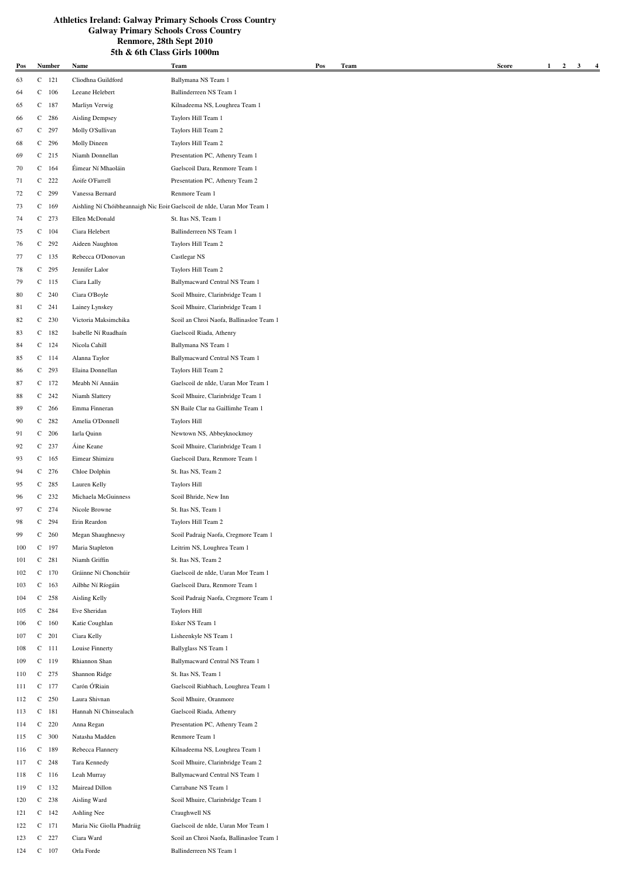# Athletics Ireland: Galway Primary Schools Cross Country
## Galway Primary Schools Cross Country
## Renmore, 28th Sept 2010
## 5th & 6th Class Girls 1000m

| Pos | Number | Name | Team | Pos | Team | Score | 1 | 2 | 3 | 4 |
|---|---|---|---|---|---|---|---|---|---|---|
| 63 | C 121 | Cliodhna Guildford | Ballymana NS Team 1 | | | | | | | |
| 64 | C 106 | Leeane Helebert | Ballinderreen NS Team 1 | | | | | | | |
| 65 | C 187 | Marliyn Verwig | Kilnadeema NS, Loughrea Team 1 | | | | | | | |
| 66 | C 286 | Aisling Dempsey | Taylors Hill Team 1 | | | | | | | |
| 67 | C 297 | Molly O'Sullivan | Taylors Hill Team 2 | | | | | | | |
| 68 | C 296 | Molly Dineen | Taylors Hill Team 2 | | | | | | | |
| 69 | C 215 | Niamh Donnellan | Presentation PC, Athenry Team 1 | | | | | | | |
| 70 | C 164 | Éimear Ní Mhaoláin | Gaelscoil Dara, Renmore Team 1 | | | | | | | |
| 71 | C 222 | Aoife O'Farrell | Presentation PC, Athenry Team 2 | | | | | | | |
| 72 | C 299 | Vanessa Bernard | Renmore Team 1 | | | | | | | |
| 73 | C 169 | Aishling Ní Chóibheannaigh Nic Eoin | Gaelscoil de nIde, Uaran Mor Team 1 | | | | | | | |
| 74 | C 273 | Ellen McDonald | St. Itas NS, Team 1 | | | | | | | |
| 75 | C 104 | Ciara Helebert | Ballinderreen NS Team 1 | | | | | | | |
| 76 | C 292 | Aideen Naughton | Taylors Hill Team 2 | | | | | | | |
| 77 | C 135 | Rebecca O'Donovan | Castlegar NS | | | | | | | |
| 78 | C 295 | Jennifer Lalor | Taylors Hill Team 2 | | | | | | | |
| 79 | C 115 | Ciara Lally | Ballymacward Central NS Team 1 | | | | | | | |
| 80 | C 240 | Ciara O'Boyle | Scoil Mhuire, Clarinbridge Team 1 | | | | | | | |
| 81 | C 241 | Lainey Lynskey | Scoil Mhuire, Clarinbridge Team 1 | | | | | | | |
| 82 | C 230 | Victoria Maksimchika | Scoil an Chroi Naofa, Ballinasloe Team 1 | | | | | | | |
| 83 | C 182 | Isabelle Ní Ruadhain | Gaelscoil Riada, Athenry | | | | | | | |
| 84 | C 124 | Nicola Cahill | Ballymana NS Team 1 | | | | | | | |
| 85 | C 114 | Alanna Taylor | Ballymacward Central NS Team 1 | | | | | | | |
| 86 | C 293 | Elaina Donnellan | Taylors Hill Team 2 | | | | | | | |
| 87 | C 172 | Meabh Ní Annáin | Gaelscoil de nIde, Uaran Mor Team 1 | | | | | | | |
| 88 | C 242 | Niamh Slattery | Scoil Mhuire, Clarinbridge Team 1 | | | | | | | |
| 89 | C 266 | Emma Finneran | SN Baile Clar na Gaillimhe Team 1 | | | | | | | |
| 90 | C 282 | Amelia O'Donnell | Taylors Hill | | | | | | | |
| 91 | C 206 | Iarla Quinn | Newtown NS, Abbeyknockmoy | | | | | | | |
| 92 | C 237 | Áine Keane | Scoil Mhuire, Clarinbridge Team 1 | | | | | | | |
| 93 | C 165 | Eimear Shimizu | Gaelscoil Dara, Renmore Team 1 | | | | | | | |
| 94 | C 276 | Chloe Dolphin | St. Itas NS, Team 2 | | | | | | | |
| 95 | C 285 | Lauren Kelly | Taylors Hill | | | | | | | |
| 96 | C 232 | Michaela McGuinness | Scoil Bhride, New Inn | | | | | | | |
| 97 | C 274 | Nicole Browne | St. Itas NS, Team 1 | | | | | | | |
| 98 | C 294 | Erin Reardon | Taylors Hill Team 2 | | | | | | | |
| 99 | C 260 | Megan Shaughnessy | Scoil Padraig Naofa, Cregmore Team 1 | | | | | | | |
| 100 | C 197 | Maria Stapleton | Leitrim NS, Loughrea Team 1 | | | | | | | |
| 101 | C 281 | Niamh Griffin | St. Itas NS, Team 2 | | | | | | | |
| 102 | C 170 | Gráinne Ní Chonchúir | Gaelscoil de nIde, Uaran Mor Team 1 | | | | | | | |
| 103 | C 163 | Ailbhe Ní Ríogáin | Gaelscoil Dara, Renmore Team 1 | | | | | | | |
| 104 | C 258 | Aisling Kelly | Scoil Padraig Naofa, Cregmore Team 1 | | | | | | | |
| 105 | C 284 | Eve Sheridan | Taylors Hill | | | | | | | |
| 106 | C 160 | Katie Coughlan | Esker NS Team 1 | | | | | | | |
| 107 | C 201 | Ciara Kelly | Lisheenkyle NS Team 1 | | | | | | | |
| 108 | C 111 | Louise Finnerty | Ballyglass NS Team 1 | | | | | | | |
| 109 | C 119 | Rhiannon Shan | Ballymacward Central NS Team 1 | | | | | | | |
| 110 | C 275 | Shannon Ridge | St. Itas NS, Team 1 | | | | | | | |
| 111 | C 177 | Carón Ó'Riain | Gaelscoil Riabhach, Loughrea Team 1 | | | | | | | |
| 112 | C 250 | Laura Shivnan | Scoil Mhuire, Oranmore | | | | | | | |
| 113 | C 181 | Hannah Ní Chinsealach | Gaelscoil Riada, Athenry | | | | | | | |
| 114 | C 220 | Anna Regan | Presentation PC, Athenry Team 2 | | | | | | | |
| 115 | C 300 | Natasha Madden | Renmore Team 1 | | | | | | | |
| 116 | C 189 | Rebecca Flannery | Kilnadeema NS, Loughrea Team 1 | | | | | | | |
| 117 | C 248 | Tara Kennedy | Scoil Mhuire, Clarinbridge Team 2 | | | | | | | |
| 118 | C 116 | Leah Murray | Ballymacward Central NS Team 1 | | | | | | | |
| 119 | C 132 | Mairead Dillon | Carrabane NS Team 1 | | | | | | | |
| 120 | C 238 | Aisling Ward | Scoil Mhuire, Clarinbridge Team 1 | | | | | | | |
| 121 | C 142 | Ashling Nee | Craughwell NS | | | | | | | |
| 122 | C 171 | Maria Nic Giolla Phadráig | Gaelscoil de nIde, Uaran Mor Team 1 | | | | | | | |
| 123 | C 227 | Ciara Ward | Scoil an Chroi Naofa, Ballinasloe Team 1 | | | | | | | |
| 124 | C 107 | Orla Forde | Ballinderreen NS Team 1 | | | | | | | |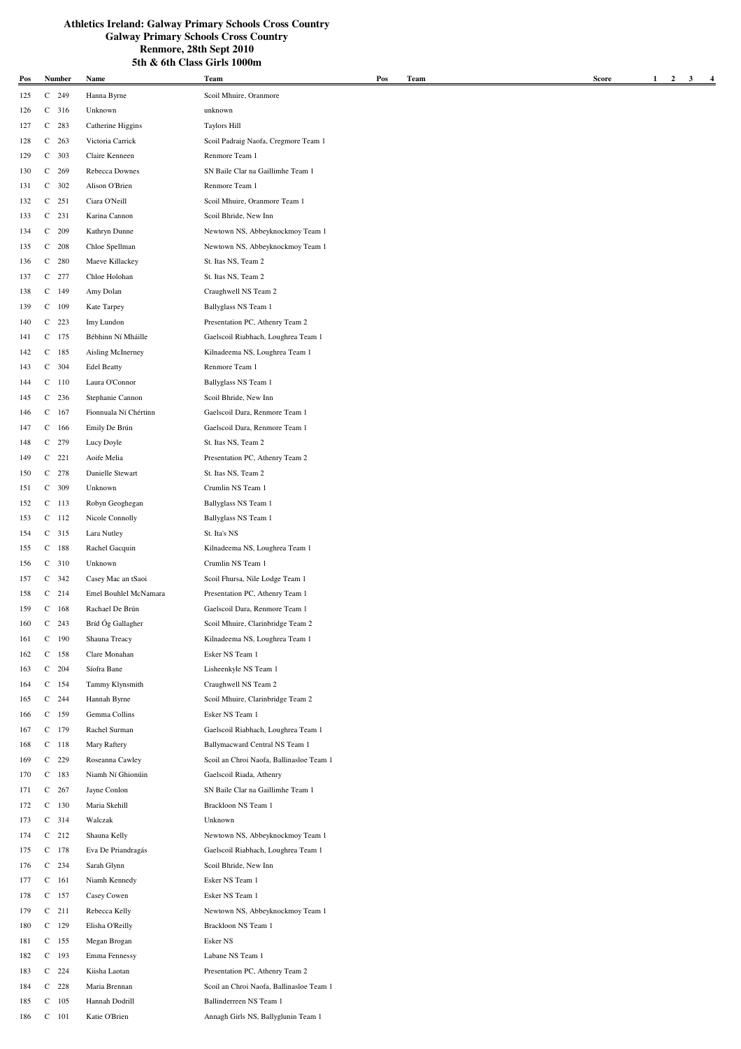**Athletics Ireland: Galway Primary Schools Cross Country**
**Galway Primary Schools Cross Country**
**Renmore, 28th Sept 2010**
**5th & 6th Class Girls 1000m**

| Pos | Number | Name | Team | Pos | Team | Score | 1 | 2 | 3 | 4 |
|---|---|---|---|---|---|---|---|---|---|---|
| 125 | C 249 | Hanna Byrne | Scoil Mhuire, Oranmore | | | | | | | |
| 126 | C 316 | Unknown | unknown | | | | | | | |
| 127 | C 283 | Catherine Higgins | Taylors Hill | | | | | | | |
| 128 | C 263 | Victoria Carrick | Scoil Padraig Naofa, Cregmore Team 1 | | | | | | | |
| 129 | C 303 | Claire Kenneen | Renmore Team 1 | | | | | | | |
| 130 | C 269 | Rebecca Downes | SN Baile Clar na Gaillimhe Team 1 | | | | | | | |
| 131 | C 302 | Alison O'Brien | Renmore Team 1 | | | | | | | |
| 132 | C 251 | Ciara O'Neill | Scoil Mhuire, Oranmore Team 1 | | | | | | | |
| 133 | C 231 | Karina Cannon | Scoil Bhride, New Inn | | | | | | | |
| 134 | C 209 | Kathryn Dunne | Newtown NS, Abbeyknockmoy Team 1 | | | | | | | |
| 135 | C 208 | Chloe Spellman | Newtown NS, Abbeyknockmoy Team 1 | | | | | | | |
| 136 | C 280 | Maeve Killackey | St. Itas NS, Team 2 | | | | | | | |
| 137 | C 277 | Chloe Holohan | St. Itas NS, Team 2 | | | | | | | |
| 138 | C 149 | Amy Dolan | Craughwell NS Team 2 | | | | | | | |
| 139 | C 109 | Kate Tarpey | Ballyglass NS Team 1 | | | | | | | |
| 140 | C 223 | Imy Lundon | Presentation PC, Athenry Team 2 | | | | | | | |
| 141 | C 175 | Bébhinn Ní Mháille | Gaelscoil Riabhach, Loughrea Team 1 | | | | | | | |
| 142 | C 185 | Aisling McInerney | Kilnadeema NS, Loughrea Team 1 | | | | | | | |
| 143 | C 304 | Edel Beatty | Renmore Team 1 | | | | | | | |
| 144 | C 110 | Laura O'Connor | Ballyglass NS Team 1 | | | | | | | |
| 145 | C 236 | Stephanie Cannon | Scoil Bhride, New Inn | | | | | | | |
| 146 | C 167 | Fionnuala Ní Chértinn | Gaelscoil Dara, Renmore Team 1 | | | | | | | |
| 147 | C 166 | Emily De Brún | Gaelscoil Dara, Renmore Team 1 | | | | | | | |
| 148 | C 279 | Lucy Doyle | St. Itas NS, Team 2 | | | | | | | |
| 149 | C 221 | Aoife Melia | Presentation PC, Athenry Team 2 | | | | | | | |
| 150 | C 278 | Danielle Stewart | St. Itas NS, Team 2 | | | | | | | |
| 151 | C 309 | Unknown | Crumlin NS Team 1 | | | | | | | |
| 152 | C 113 | Robyn Geoghegan | Ballyglass NS Team 1 | | | | | | | |
| 153 | C 112 | Nicole Connolly | Ballyglass NS Team 1 | | | | | | | |
| 154 | C 315 | Lara Nutley | St. Ita's NS | | | | | | | |
| 155 | C 188 | Rachel Gacquin | Kilnadeema NS, Loughrea Team 1 | | | | | | | |
| 156 | C 310 | Unknown | Crumlin NS Team 1 | | | | | | | |
| 157 | C 342 | Casey Mac an tSaoi | Scoil Fhursa, Nile Lodge Team 1 | | | | | | | |
| 158 | C 214 | Emel Bouhlel McNamara | Presentation PC, Athenry Team 1 | | | | | | | |
| 159 | C 168 | Rachael De Brún | Gaelscoil Dara, Renmore Team 1 | | | | | | | |
| 160 | C 243 | Bríd Óg Gallagher | Scoil Mhuire, Clarinbridge Team 2 | | | | | | | |
| 161 | C 190 | Shauna Treacy | Kilnadeema NS, Loughrea Team 1 | | | | | | | |
| 162 | C 158 | Clare Monahan | Esker NS Team 1 | | | | | | | |
| 163 | C 204 | Síofra Bane | Lisheenkyle NS Team 1 | | | | | | | |
| 164 | C 154 | Tammy Klynsmith | Craughwell NS Team 2 | | | | | | | |
| 165 | C 244 | Hannah Byrne | Scoil Mhuire, Clarinbridge Team 2 | | | | | | | |
| 166 | C 159 | Gemma Collins | Esker NS Team 1 | | | | | | | |
| 167 | C 179 | Rachel Surman | Gaelscoil Riabhach, Loughrea Team 1 | | | | | | | |
| 168 | C 118 | Mary Raftery | Ballymacward Central NS Team 1 | | | | | | | |
| 169 | C 229 | Roseanna Cawley | Scoil an Chroi Naofa, Ballinasloe Team 1 | | | | | | | |
| 170 | C 183 | Niamh Ní Ghionúin | Gaelscoil Riada, Athenry | | | | | | | |
| 171 | C 267 | Jayne Conlon | SN Baile Clar na Gaillimhe Team 1 | | | | | | | |
| 172 | C 130 | Maria Skehill | Brackloon NS Team 1 | | | | | | | |
| 173 | C 314 | Walczak | Unknown | | | | | | | |
| 174 | C 212 | Shauna Kelly | Newtown NS, Abbeyknockmoy Team 1 | | | | | | | |
| 175 | C 178 | Eva De Priandragás | Gaelscoil Riabhach, Loughrea Team 1 | | | | | | | |
| 176 | C 234 | Sarah Glynn | Scoil Bhride, New Inn | | | | | | | |
| 177 | C 161 | Niamh Kennedy | Esker NS Team 1 | | | | | | | |
| 178 | C 157 | Casey Cowen | Esker NS Team 1 | | | | | | | |
| 179 | C 211 | Rebecca Kelly | Newtown NS, Abbeyknockmoy Team 1 | | | | | | | |
| 180 | C 129 | Elisha O'Reilly | Brackloon NS Team 1 | | | | | | | |
| 181 | C 155 | Megan Brogan | Esker NS | | | | | | | |
| 182 | C 193 | Emma Fennessy | Labane NS Team 1 | | | | | | | |
| 183 | C 224 | Kiisha Laotan | Presentation PC, Athenry Team 2 | | | | | | | |
| 184 | C 228 | Maria Brennan | Scoil an Chroi Naofa, Ballinasloe Team 1 | | | | | | | |
| 185 | C 105 | Hannah Dodrill | Ballinderreen NS Team 1 | | | | | | | |
| 186 | C 101 | Katie O'Brien | Annagh Girls NS, Ballyglunin Team 1 | | | | | | | |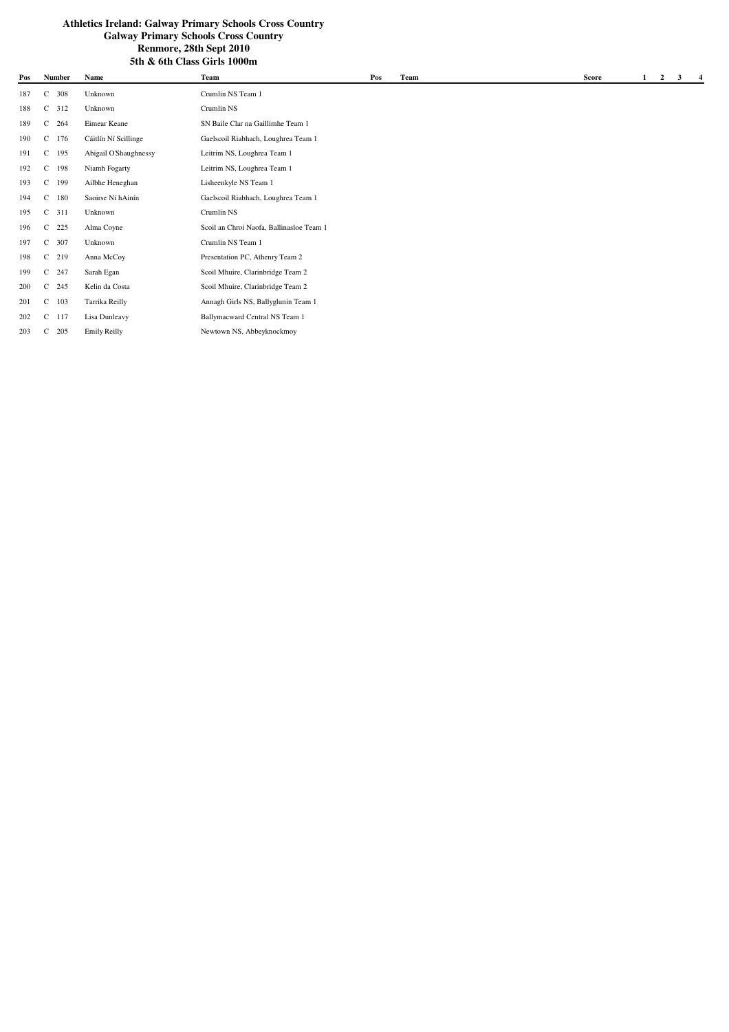**Athletics Ireland: Galway Primary Schools Cross Country**
**Galway Primary Schools Cross Country**
**Renmore, 28th Sept 2010**
**5th & 6th Class Girls 1000m**

| Pos | Number | | Name | Team | Pos | Team | Score | 1 | 2 | 3 | 4 |
|---|---|---|---|---|---|---|---|---|---|---|---|
| 187 | C | 308 | Unknown | Crumlin NS Team 1 | | | | | | | |
| 188 | C | 312 | Unknown | Crumlin NS | | | | | | | |
| 189 | C | 264 | Eimear Keane | SN Baile Clar na Gaillimhe Team 1 | | | | | | | |
| 190 | C | 176 | Cáitlín Ní Scillinge | Gaelscoil Riabhach, Loughrea Team 1 | | | | | | | |
| 191 | C | 195 | Abigail O'Shaughnessy | Leitrim NS, Loughrea Team 1 | | | | | | | |
| 192 | C | 198 | Niamh Fogarty | Leitrim NS, Loughrea Team 1 | | | | | | | |
| 193 | C | 199 | Ailbhe Heneghan | Lisheenkyle NS Team 1 | | | | | | | |
| 194 | C | 180 | Saoirse Ní hAinín | Gaelscoil Riabhach, Loughrea Team 1 | | | | | | | |
| 195 | C | 311 | Unknown | Crumlin NS | | | | | | | |
| 196 | C | 225 | Alma Coyne | Scoil an Chroi Naofa, Ballinasloe Team 1 | | | | | | | |
| 197 | C | 307 | Unknown | Crumlin NS Team 1 | | | | | | | |
| 198 | C | 219 | Anna McCoy | Presentation PC, Athenry Team 2 | | | | | | | |
| 199 | C | 247 | Sarah Egan | Scoil Mhuire, Clarinbridge Team 2 | | | | | | | |
| 200 | C | 245 | Kelin da Costa | Scoil Mhuire, Clarinbridge Team 2 | | | | | | | |
| 201 | C | 103 | Tarrika Reilly | Annagh Girls NS, Ballyglunin Team 1 | | | | | | | |
| 202 | C | 117 | Lisa Dunleavy | Ballymacward Central NS Team 1 | | | | | | | |
| 203 | C | 205 | Emily Reilly | Newtown NS, Abbeyknockmoy | | | | | | | |